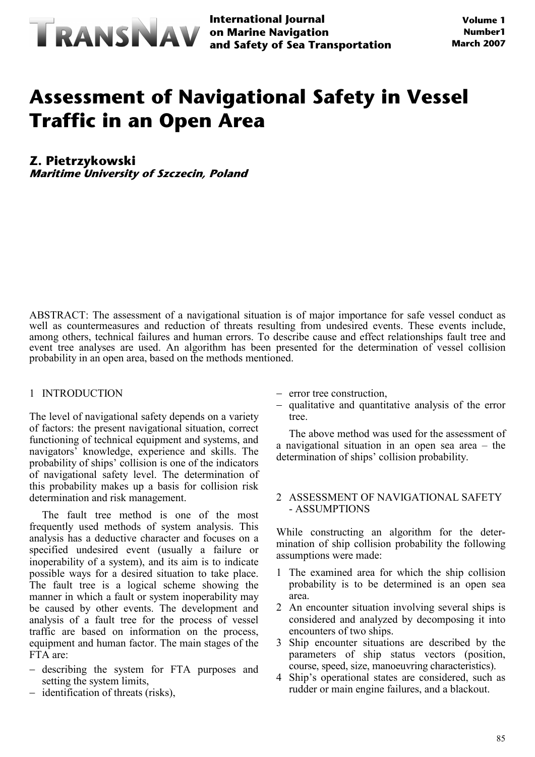# Assessment of Navigational Safety in Vessel Traffic in an Open Area

**Z. Pietrzykowski**
***Maritime University of Szczecin, Poland***

ABSTRACT: The assessment of a navigational situation is of major importance for safe vessel conduct as well as countermeasures and reduction of threats resulting from undesired events. These events include, among others, technical failures and human errors. To describe cause and effect relationships fault tree and event tree analyses are used. An algorithm has been presented for the determination of vessel collision probability in an open area, based on the methods mentioned.

## 1 INTRODUCTION

The level of navigational safety depends on a variety of factors: the present navigational situation, correct functioning of technical equipment and systems, and navigators' knowledge, experience and skills. The probability of ships' collision is one of the indicators of navigational safety level. The determination of this probability makes up a basis for collision risk determination and risk management.

The fault tree method is one of the most frequently used methods of system analysis. This analysis has a deductive character and focuses on a specified undesired event (usually a failure or inoperability of a system), and its aim is to indicate possible ways for a desired situation to take place. The fault tree is a logical scheme showing the manner in which a fault or system inoperability may be caused by other events. The development and analysis of a fault tree for the process of vessel traffic are based on information on the process, equipment and human factor. The main stages of the FTA are:

- describing the system for FTA purposes and setting the system limits,
- identification of threats (risks),
- error tree construction,
- qualitative and quantitative analysis of the error tree.

The above method was used for the assessment of a navigational situation in an open sea area – the determination of ships' collision probability.

## 2 ASSESSMENT OF NAVIGATIONAL SAFETY - ASSUMPTIONS

While constructing an algorithm for the determination of ship collision probability the following assumptions were made:

1. The examined area for which the ship collision probability is to be determined is an open sea area.
2. An encounter situation involving several ships is considered and analyzed by decomposing it into encounters of two ships.
3. Ship encounter situations are described by the parameters of ship status vectors (position, course, speed, size, manoeuvring characteristics).
4. Ship's operational states are considered, such as rudder or main engine failures, and a blackout.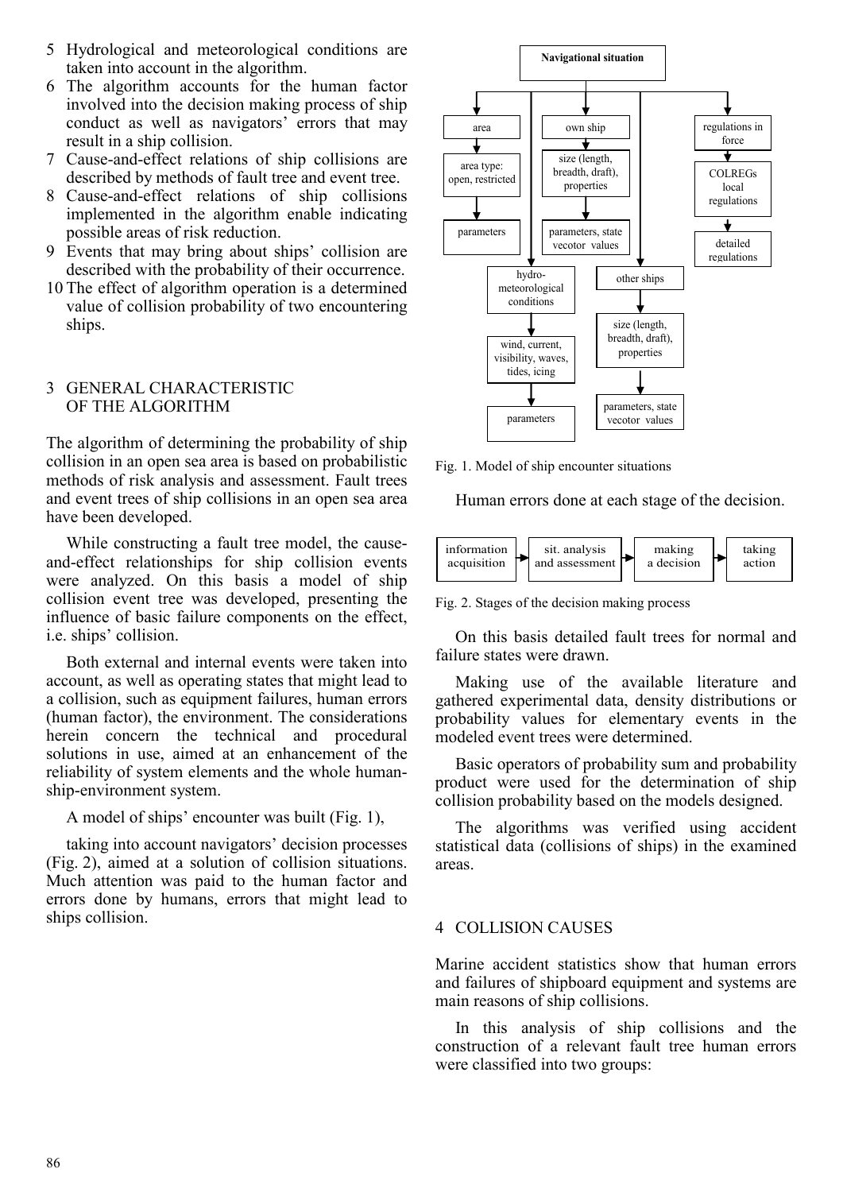5 Hydrological and meteorological conditions are taken into account in the algorithm.
6 The algorithm accounts for the human factor involved into the decision making process of ship conduct as well as navigators' errors that may result in a ship collision.
7 Cause-and-effect relations of ship collisions are described by methods of fault tree and event tree.
8 Cause-and-effect relations of ship collisions implemented in the algorithm enable indicating possible areas of risk reduction.
9 Events that may bring about ships' collision are described with the probability of their occurrence.
10 The effect of algorithm operation is a determined value of collision probability of two encountering ships.

## 3 GENERAL CHARACTERISTIC OF THE ALGORITHM

The algorithm of determining the probability of ship collision in an open sea area is based on probabilistic methods of risk analysis and assessment. Fault trees and event trees of ship collisions in an open sea area have been developed.

While constructing a fault tree model, the cause-and-effect relationships for ship collision events were analyzed. On this basis a model of ship collision event tree was developed, presenting the influence of basic failure components on the effect, i.e. ships' collision.

Both external and internal events were taken into account, as well as operating states that might lead to a collision, such as equipment failures, human errors (human factor), the environment. The considerations herein concern the technical and procedural solutions in use, aimed at an enhancement of the reliability of system elements and the whole human-ship-environment system.

A model of ships' encounter was built (Fig. 1),

taking into account navigators' decision processes (Fig. 2), aimed at a solution of collision situations. Much attention was paid to the human factor and errors done by humans, errors that might lead to ships collision.

Navigational situation → area → area type: open, restricted → parameters; own ship → size (length, breadth, draft), properties → parameters, state vecotor values; hydro-meteorological conditions → wind, current, visibility, waves, tides, icing → parameters; other ships → size (length, breadth, draft), properties → parameters, state vecotor values; regulations in force → COLREGs local regulations → detailed regulations

Fig. 1. Model of ship encounter situations

Human errors done at each stage of the decision.

information acquisition → sit. analysis and assessment → making a decision → taking action

Fig. 2. Stages of the decision making process

On this basis detailed fault trees for normal and failure states were drawn.

Making use of the available literature and gathered experimental data, density distributions or probability values for elementary events in the modeled event trees were determined.

Basic operators of probability sum and probability product were used for the determination of ship collision probability based on the models designed.

The algorithms was verified using accident statistical data (collisions of ships) in the examined areas.

## 4 COLLISION CAUSES

Marine accident statistics show that human errors and failures of shipboard equipment and systems are main reasons of ship collisions.

In this analysis of ship collisions and the construction of a relevant fault tree human errors were classified into two groups: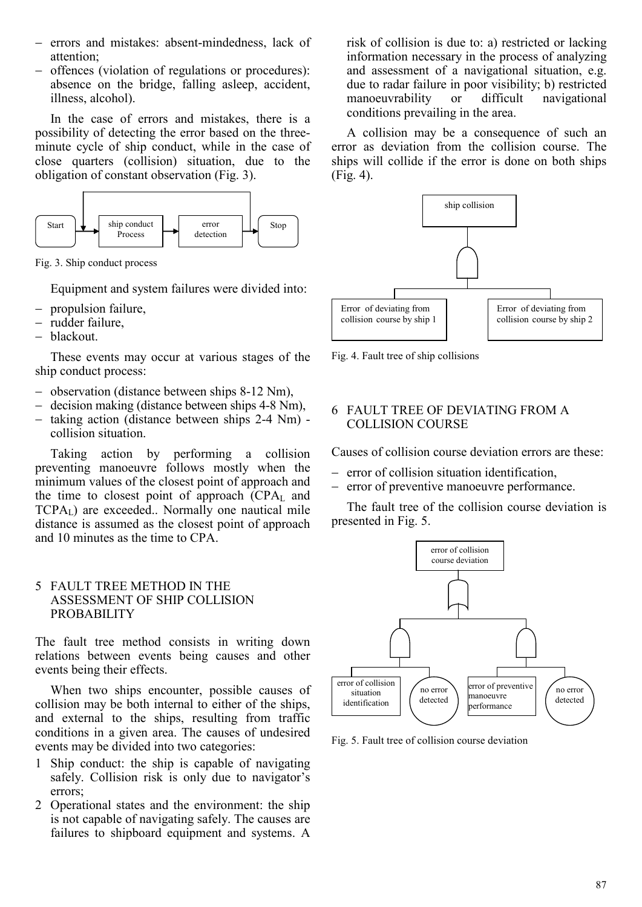- errors and mistakes: absent-mindedness, lack of attention;
- offences (violation of regulations or procedures): absence on the bridge, falling asleep, accident, illness, alcohol).

In the case of errors and mistakes, there is a possibility of detecting the error based on the three-minute cycle of ship conduct, while in the case of close quarters (collision) situation, due to the obligation of constant observation (Fig. 3).

Fig. 3. Ship conduct process

Equipment and system failures were divided into:

- propulsion failure,
- rudder failure,
- blackout.

These events may occur at various stages of the ship conduct process:

- observation (distance between ships 8-12 Nm),
- decision making (distance between ships 4-8 Nm),
- taking action (distance between ships 2-4 Nm) - collision situation.

Taking action by performing a collision preventing manoeuvre follows mostly when the minimum values of the closest point of approach and the time to closest point of approach ($CPA_L$ and $TCPA_L$) are exceeded.. Normally one nautical mile distance is assumed as the closest point of approach and 10 minutes as the time to CPA.

## 5 FAULT TREE METHOD IN THE ASSESSMENT OF SHIP COLLISION PROBABILITY

The fault tree method consists in writing down relations between events being causes and other events being their effects.

When two ships encounter, possible causes of collision may be both internal to either of the ships, and external to the ships, resulting from traffic conditions in a given area. The causes of undesired events may be divided into two categories:

1. Ship conduct: the ship is capable of navigating safely. Collision risk is only due to navigator's errors;
2. Operational states and the environment: the ship is not capable of navigating safely. The causes are failures to shipboard equipment and systems. A risk of collision is due to: a) restricted or lacking information necessary in the process of analyzing and assessment of a navigational situation, e.g. due to radar failure in poor visibility; b) restricted manoeuvrability or difficult navigational conditions prevailing in the area.

A collision may be a consequence of such an error as deviation from the collision course. The ships will collide if the error is done on both ships (Fig. 4).

Fig. 4. Fault tree of ship collisions

## 6 FAULT TREE OF DEVIATING FROM A COLLISION COURSE

Causes of collision course deviation errors are these:

- error of collision situation identification,
- error of preventive manoeuvre performance.

The fault tree of the collision course deviation is presented in Fig. 5.

Fig. 5. Fault tree of collision course deviation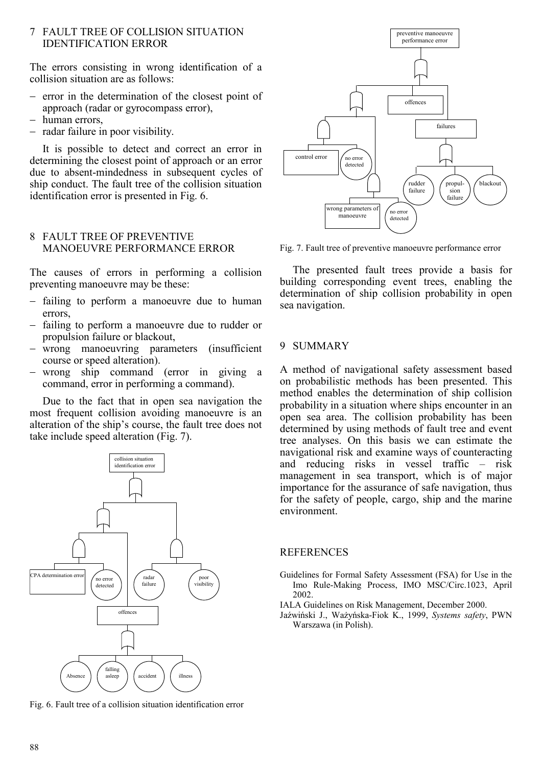## 7 FAULT TREE OF COLLISION SITUATION IDENTIFICATION ERROR

The errors consisting in wrong identification of a collision situation are as follows:

- error in the determination of the closest point of approach (radar or gyrocompass error),
- human errors,
- radar failure in poor visibility.

It is possible to detect and correct an error in determining the closest point of approach or an error due to absent-mindedness in subsequent cycles of ship conduct. The fault tree of the collision situation identification error is presented in Fig. 6.

## 8 FAULT TREE OF PREVENTIVE MANOEUVRE PERFORMANCE ERROR

The causes of errors in performing a collision preventing manoeuvre may be these:

- failing to perform a manoeuvre due to human errors,
- failing to perform a manoeuvre due to rudder or propulsion failure or blackout,
- wrong manoeuvring parameters (insufficient course or speed alteration).
- wrong ship command (error in giving a command, error in performing a command).

Due to the fact that in open sea navigation the most frequent collision avoiding manoeuvre is an alteration of the ship's course, the fault tree does not take include speed alteration (Fig. 7).

collision situation identification error

CPA determination error

no error detected

radar failure

poor visibility

offences

Absence

falling asleep

accident

illness

Fig. 6. Fault tree of a collision situation identification error

preventive manoeuvre performance error

offences

failures

control error

no error detected

rudder failure

propulsion failure

blackout

wrong parameters of manoeuvre

no error detected

Fig. 7. Fault tree of preventive manoeuvre performance error

The presented fault trees provide a basis for building corresponding event trees, enabling the determination of ship collision probability in open sea navigation.

## 9 SUMMARY

A method of navigational safety assessment based on probabilistic methods has been presented. This method enables the determination of ship collision probability in a situation where ships encounter in an open sea area. The collision probability has been determined by using methods of fault tree and event tree analyses. On this basis we can estimate the navigational risk and examine ways of counteracting and reducing risks in vessel traffic – risk management in sea transport, which is of major importance for the assurance of safe navigation, thus for the safety of people, cargo, ship and the marine environment.

## REFERENCES

Guidelines for Formal Safety Assessment (FSA) for Use in the Imo Rule-Making Process, IMO MSC/Circ.1023, April 2002.

IALA Guidelines on Risk Management, December 2000.

Jaźwiński J., Ważyńska-Fiok K., 1999, *Systems safety*, PWN Warszawa (in Polish).